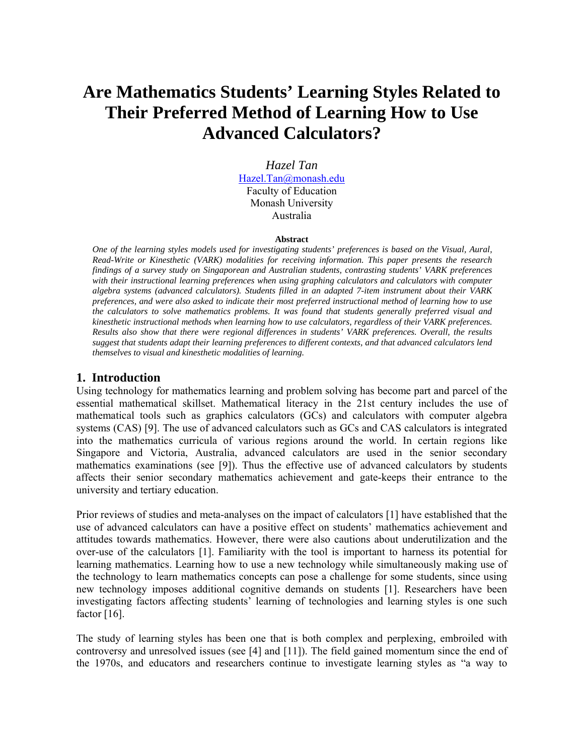# Are Mathematics Students' Learning Styles Related to Their Preferred Method of Learning How to Use Advanced Calculators?

*Hazel Tan*
Hazel.Tan@monash.edu
Faculty of Education
Monash University
Australia

**Abstract**

*One of the learning styles models used for investigating students' preferences is based on the Visual, Aural, Read-Write or Kinesthetic (VARK) modalities for receiving information. This paper presents the research findings of a survey study on Singaporean and Australian students, contrasting students' VARK preferences with their instructional learning preferences when using graphing calculators and calculators with computer algebra systems (advanced calculators). Students filled in an adapted 7-item instrument about their VARK preferences, and were also asked to indicate their most preferred instructional method of learning how to use the calculators to solve mathematics problems. It was found that students generally preferred visual and kinesthetic instructional methods when learning how to use calculators, regardless of their VARK preferences. Results also show that there were regional differences in students' VARK preferences. Overall, the results suggest that students adapt their learning preferences to different contexts, and that advanced calculators lend themselves to visual and kinesthetic modalities of learning.*

## 1. Introduction

Using technology for mathematics learning and problem solving has become part and parcel of the essential mathematical skillset. Mathematical literacy in the 21st century includes the use of mathematical tools such as graphics calculators (GCs) and calculators with computer algebra systems (CAS) [9]. The use of advanced calculators such as GCs and CAS calculators is integrated into the mathematics curricula of various regions around the world. In certain regions like Singapore and Victoria, Australia, advanced calculators are used in the senior secondary mathematics examinations (see [9]). Thus the effective use of advanced calculators by students affects their senior secondary mathematics achievement and gate-keeps their entrance to the university and tertiary education.

Prior reviews of studies and meta-analyses on the impact of calculators [1] have established that the use of advanced calculators can have a positive effect on students' mathematics achievement and attitudes towards mathematics. However, there were also cautions about underutilization and the over-use of the calculators [1]. Familiarity with the tool is important to harness its potential for learning mathematics. Learning how to use a new technology while simultaneously making use of the technology to learn mathematics concepts can pose a challenge for some students, since using new technology imposes additional cognitive demands on students [1]. Researchers have been investigating factors affecting students' learning of technologies and learning styles is one such factor [16].

The study of learning styles has been one that is both complex and perplexing, embroiled with controversy and unresolved issues (see [4] and [11]). The field gained momentum since the end of the 1970s, and educators and researchers continue to investigate learning styles as "a way to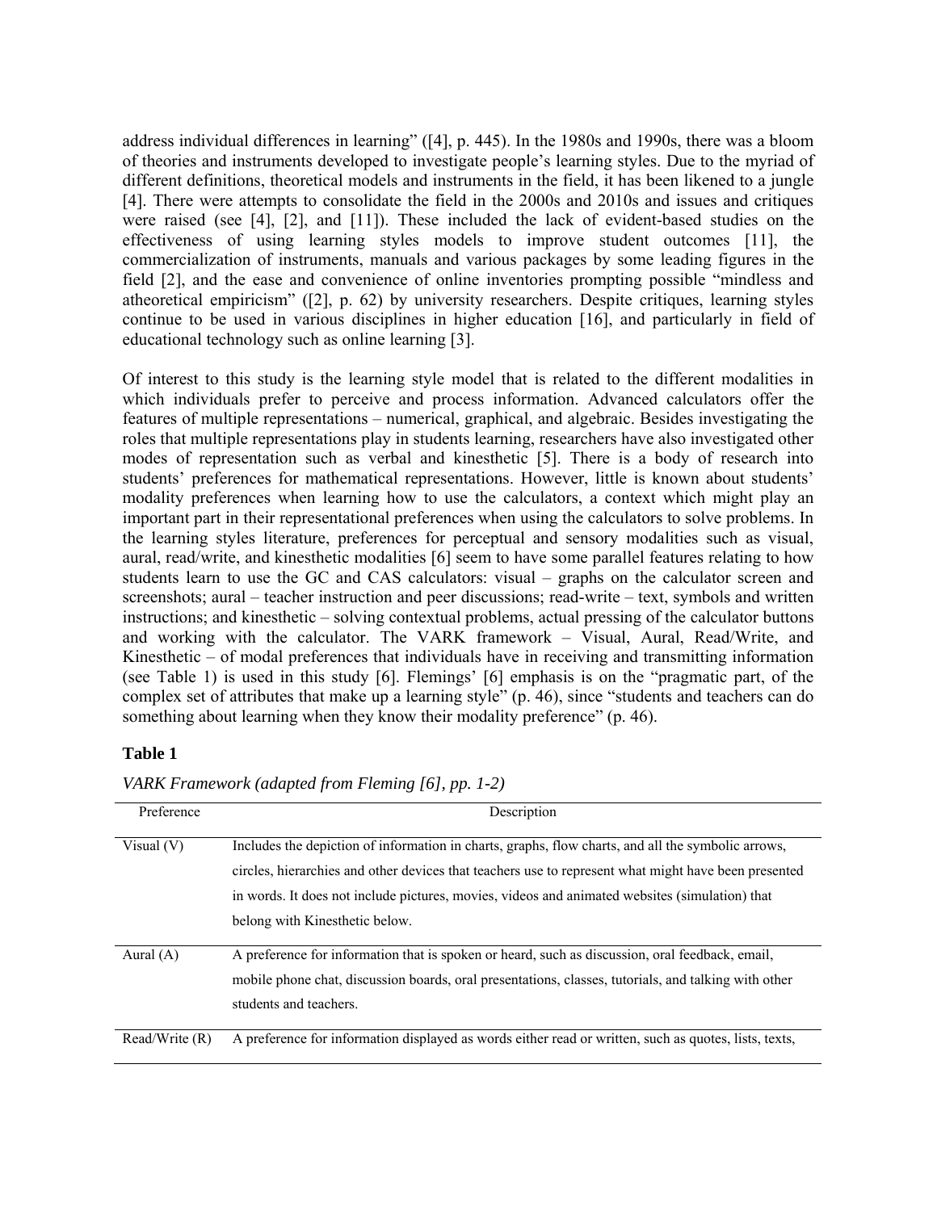address individual differences in learning" ([4], p. 445). In the 1980s and 1990s, there was a bloom of theories and instruments developed to investigate people's learning styles. Due to the myriad of different definitions, theoretical models and instruments in the field, it has been likened to a jungle [4]. There were attempts to consolidate the field in the 2000s and 2010s and issues and critiques were raised (see [4], [2], and [11]). These included the lack of evident-based studies on the effectiveness of using learning styles models to improve student outcomes [11], the commercialization of instruments, manuals and various packages by some leading figures in the field [2], and the ease and convenience of online inventories prompting possible "mindless and atheoretical empiricism" ([2], p. 62) by university researchers. Despite critiques, learning styles continue to be used in various disciplines in higher education [16], and particularly in field of educational technology such as online learning [3].

Of interest to this study is the learning style model that is related to the different modalities in which individuals prefer to perceive and process information. Advanced calculators offer the features of multiple representations – numerical, graphical, and algebraic. Besides investigating the roles that multiple representations play in students learning, researchers have also investigated other modes of representation such as verbal and kinesthetic [5]. There is a body of research into students' preferences for mathematical representations. However, little is known about students' modality preferences when learning how to use the calculators, a context which might play an important part in their representational preferences when using the calculators to solve problems. In the learning styles literature, preferences for perceptual and sensory modalities such as visual, aural, read/write, and kinesthetic modalities [6] seem to have some parallel features relating to how students learn to use the GC and CAS calculators: visual – graphs on the calculator screen and screenshots; aural – teacher instruction and peer discussions; read-write – text, symbols and written instructions; and kinesthetic – solving contextual problems, actual pressing of the calculator buttons and working with the calculator. The VARK framework – Visual, Aural, Read/Write, and Kinesthetic – of modal preferences that individuals have in receiving and transmitting information (see Table 1) is used in this study [6]. Flemings' [6] emphasis is on the "pragmatic part, of the complex set of attributes that make up a learning style" (p. 46), since "students and teachers can do something about learning when they know their modality preference" (p. 46).

**Table 1**

*VARK Framework (adapted from Fleming [6], pp. 1-2)*

| Preference | Description |
|---|---|
| Visual (V) | Includes the depiction of information in charts, graphs, flow charts, and all the symbolic arrows, circles, hierarchies and other devices that teachers use to represent what might have been presented in words. It does not include pictures, movies, videos and animated websites (simulation) that belong with Kinesthetic below. |
| Aural (A) | A preference for information that is spoken or heard, such as discussion, oral feedback, email, mobile phone chat, discussion boards, oral presentations, classes, tutorials, and talking with other students and teachers. |
| Read/Write (R) | A preference for information displayed as words either read or written, such as quotes, lists, texts, |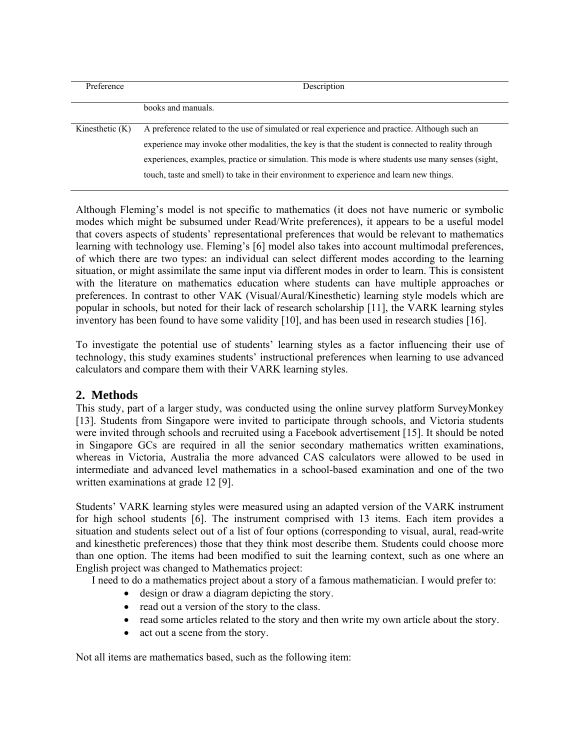| Preference | Description |
| --- | --- |
| | books and manuals. |
| Kinesthetic (K) | A preference related to the use of simulated or real experience and practice. Although such an experience may invoke other modalities, the key is that the student is connected to reality through experiences, examples, practice or simulation. This mode is where students use many senses (sight, touch, taste and smell) to take in their environment to experience and learn new things. |

Although Fleming's model is not specific to mathematics (it does not have numeric or symbolic modes which might be subsumed under Read/Write preferences), it appears to be a useful model that covers aspects of students' representational preferences that would be relevant to mathematics learning with technology use. Fleming's [6] model also takes into account multimodal preferences, of which there are two types: an individual can select different modes according to the learning situation, or might assimilate the same input via different modes in order to learn. This is consistent with the literature on mathematics education where students can have multiple approaches or preferences. In contrast to other VAK (Visual/Aural/Kinesthetic) learning style models which are popular in schools, but noted for their lack of research scholarship [11], the VARK learning styles inventory has been found to have some validity [10], and has been used in research studies [16].

To investigate the potential use of students' learning styles as a factor influencing their use of technology, this study examines students' instructional preferences when learning to use advanced calculators and compare them with their VARK learning styles.

## 2. Methods

This study, part of a larger study, was conducted using the online survey platform SurveyMonkey [13]. Students from Singapore were invited to participate through schools, and Victoria students were invited through schools and recruited using a Facebook advertisement [15]. It should be noted in Singapore GCs are required in all the senior secondary mathematics written examinations, whereas in Victoria, Australia the more advanced CAS calculators were allowed to be used in intermediate and advanced level mathematics in a school-based examination and one of the two written examinations at grade 12 [9].

Students' VARK learning styles were measured using an adapted version of the VARK instrument for high school students [6]. The instrument comprised with 13 items. Each item provides a situation and students select out of a list of four options (corresponding to visual, aural, read-write and kinesthetic preferences) those that they think most describe them. Students could choose more than one option. The items had been modified to suit the learning context, such as one where an English project was changed to Mathematics project:

I need to do a mathematics project about a story of a famous mathematician. I would prefer to:

- design or draw a diagram depicting the story.
- read out a version of the story to the class.
- read some articles related to the story and then write my own article about the story.
- act out a scene from the story.

Not all items are mathematics based, such as the following item: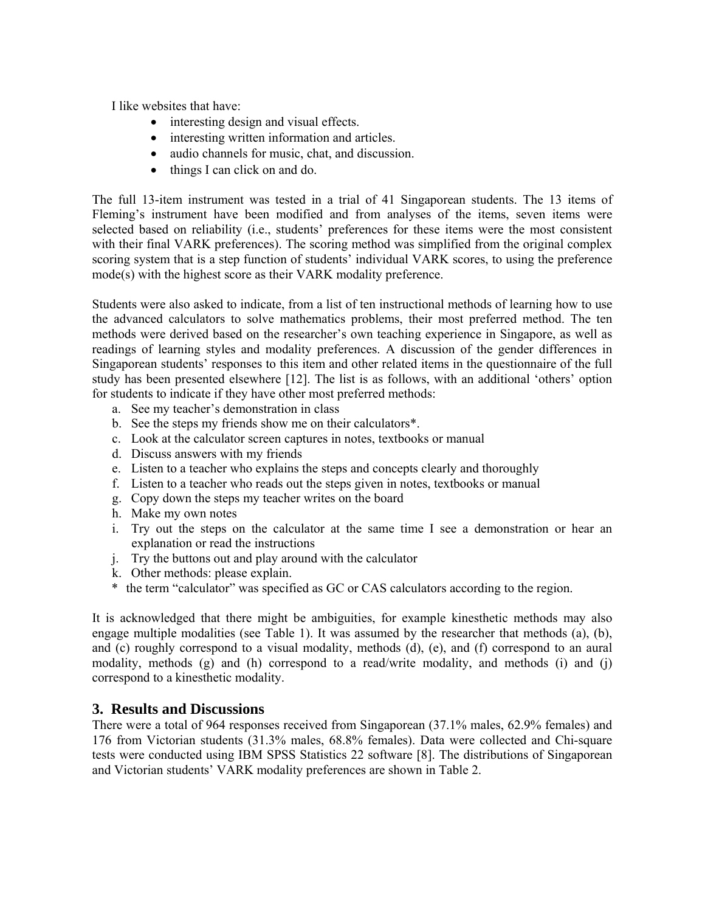I like websites that have:

- interesting design and visual effects.
- interesting written information and articles.
- audio channels for music, chat, and discussion.
- things I can click on and do.

The full 13-item instrument was tested in a trial of 41 Singaporean students. The 13 items of Fleming's instrument have been modified and from analyses of the items, seven items were selected based on reliability (i.e., students' preferences for these items were the most consistent with their final VARK preferences). The scoring method was simplified from the original complex scoring system that is a step function of students' individual VARK scores, to using the preference mode(s) with the highest score as their VARK modality preference.

Students were also asked to indicate, from a list of ten instructional methods of learning how to use the advanced calculators to solve mathematics problems, their most preferred method. The ten methods were derived based on the researcher's own teaching experience in Singapore, as well as readings of learning styles and modality preferences. A discussion of the gender differences in Singaporean students' responses to this item and other related items in the questionnaire of the full study has been presented elsewhere [12]. The list is as follows, with an additional 'others' option for students to indicate if they have other most preferred methods:

a. See my teacher's demonstration in class
b. See the steps my friends show me on their calculators*.
c. Look at the calculator screen captures in notes, textbooks or manual
d. Discuss answers with my friends
e. Listen to a teacher who explains the steps and concepts clearly and thoroughly
f. Listen to a teacher who reads out the steps given in notes, textbooks or manual
g. Copy down the steps my teacher writes on the board
h. Make my own notes
i. Try out the steps on the calculator at the same time I see a demonstration or hear an explanation or read the instructions
j. Try the buttons out and play around with the calculator
k. Other methods: please explain.

\* the term "calculator" was specified as GC or CAS calculators according to the region.

It is acknowledged that there might be ambiguities, for example kinesthetic methods may also engage multiple modalities (see Table 1). It was assumed by the researcher that methods (a), (b), and (c) roughly correspond to a visual modality, methods (d), (e), and (f) correspond to an aural modality, methods (g) and (h) correspond to a read/write modality, and methods (i) and (j) correspond to a kinesthetic modality.

## 3. Results and Discussions

There were a total of 964 responses received from Singaporean (37.1% males, 62.9% females) and 176 from Victorian students (31.3% males, 68.8% females). Data were collected and Chi-square tests were conducted using IBM SPSS Statistics 22 software [8]. The distributions of Singaporean and Victorian students' VARK modality preferences are shown in Table 2.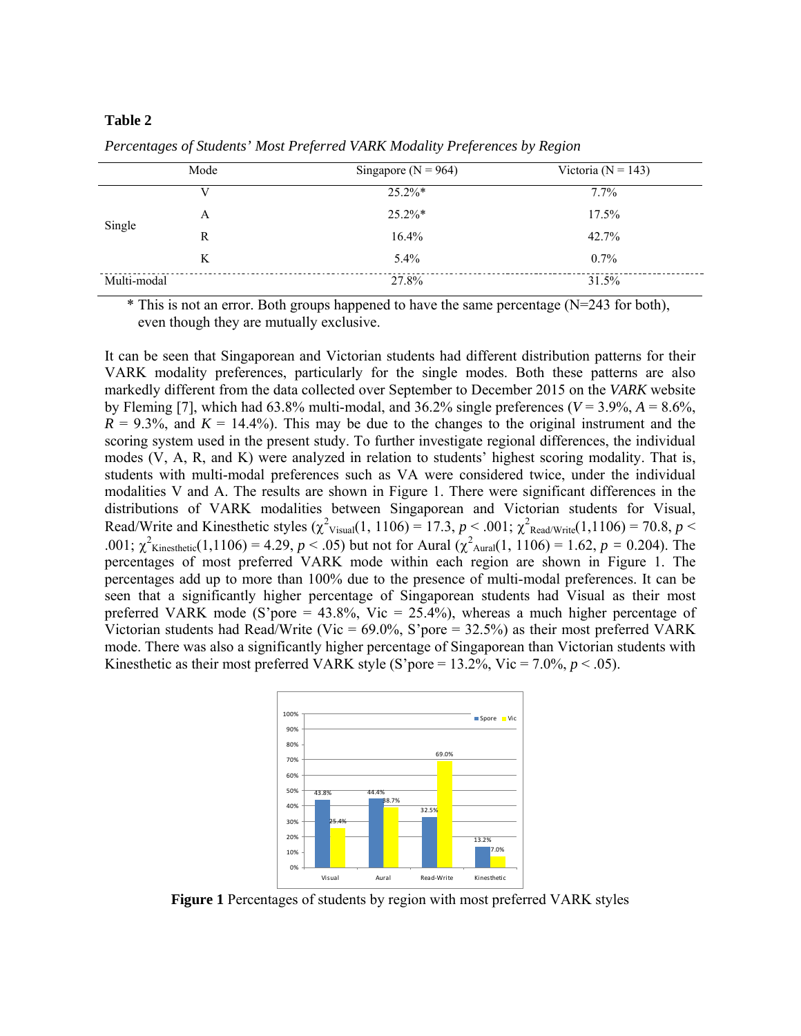**Table 2**

*Percentages of Students' Most Preferred VARK Modality Preferences by Region*

| Mode | | Singapore (N = 964) | Victoria (N = 143) |
|---|---|---|---|
| Single | V | 25.2%* | 7.7% |
| | A | 25.2%* | 17.5% |
| | R | 16.4% | 42.7% |
| | K | 5.4% | 0.7% |
| Multi-modal | | 27.8% | 31.5% |

\* This is not an error. Both groups happened to have the same percentage (N=243 for both), even though they are mutually exclusive.

It can be seen that Singaporean and Victorian students had different distribution patterns for their VARK modality preferences, particularly for the single modes. Both these patterns are also markedly different from the data collected over September to December 2015 on the *VARK* website by Fleming [7], which had 63.8% multi-modal, and 36.2% single preferences ($V$ = 3.9%, $A$ = 8.6%, $R$ = 9.3%, and $K$ = 14.4%). This may be due to the changes to the original instrument and the scoring system used in the present study. To further investigate regional differences, the individual modes (V, A, R, and K) were analyzed in relation to students' highest scoring modality. That is, students with multi-modal preferences such as VA were considered twice, under the individual modalities V and A. The results are shown in Figure 1. There were significant differences in the distributions of VARK modalities between Singaporean and Victorian students for Visual, Read/Write and Kinesthetic styles ($\chi^2_{Visual}(1, 1106) = 17.3$, $p < .001$; $\chi^2_{Read/Write}(1,1106) = 70.8$, $p < .001$; $\chi^2_{Kinesthetic}(1,1106) = 4.29$, $p < .05$) but not for Aural ($\chi^2_{Aural}(1, 1106) = 1.62$, $p = 0.204$). The percentages of most preferred VARK mode within each region are shown in Figure 1. The percentages add up to more than 100% due to the presence of multi-modal preferences. It can be seen that a significantly higher percentage of Singaporean students had Visual as their most preferred VARK mode (S'pore = 43.8%, Vic = 25.4%), whereas a much higher percentage of Victorian students had Read/Write (Vic = 69.0%, S'pore = 32.5%) as their most preferred VARK mode. There was also a significantly higher percentage of Singaporean than Victorian students with Kinesthetic as their most preferred VARK style (S'pore = 13.2%, Vic = 7.0%, $p < .05$).

**Figure 1** Percentages of students by region with most preferred VARK styles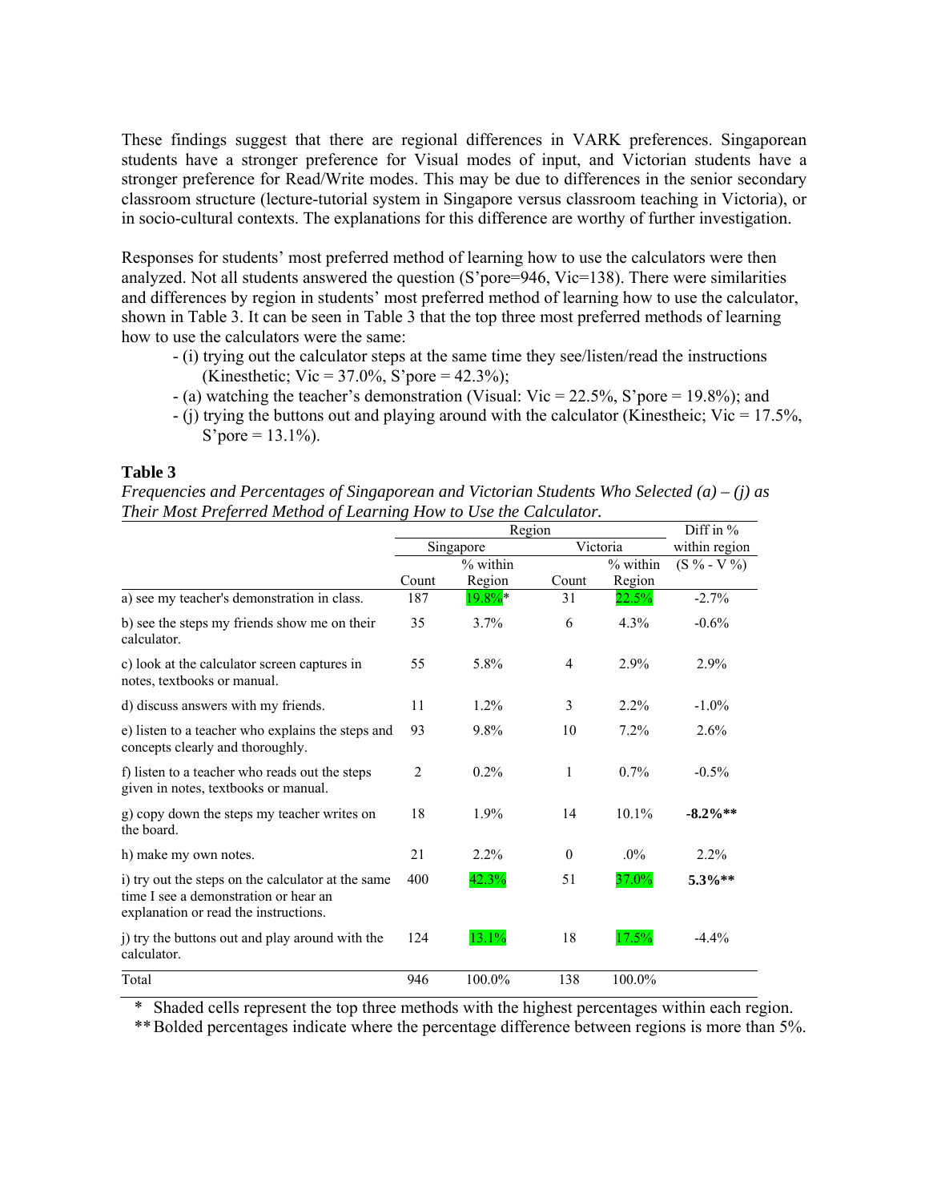These findings suggest that there are regional differences in VARK preferences. Singaporean students have a stronger preference for Visual modes of input, and Victorian students have a stronger preference for Read/Write modes. This may be due to differences in the senior secondary classroom structure (lecture-tutorial system in Singapore versus classroom teaching in Victoria), or in socio-cultural contexts. The explanations for this difference are worthy of further investigation.

Responses for students' most preferred method of learning how to use the calculators were then analyzed. Not all students answered the question (S'pore=946, Vic=138). There were similarities and differences by region in students' most preferred method of learning how to use the calculator, shown in Table 3. It can be seen in Table 3 that the top three most preferred methods of learning how to use the calculators were the same:

- (i) trying out the calculator steps at the same time they see/listen/read the instructions (Kinesthetic; Vic = 37.0%, S'pore = 42.3%);
- (a) watching the teacher's demonstration (Visual: Vic = 22.5%, S'pore = 19.8%); and
- (j) trying the buttons out and playing around with the calculator (Kinestheic; Vic = 17.5%, S'pore = 13.1%).

**Table 3**

*Frequencies and Percentages of Singaporean and Victorian Students Who Selected (a) – (j) as Their Most Preferred Method of Learning How to Use the Calculator.*

| | Region | | | | Diff in % within region |
|---|---|---|---|---|---|
| | Singapore | | Victoria | | |
| | Count | % within Region | Count | % within Region | (S % - V %) |
| a) see my teacher's demonstration in class. | 187 | 19.8%* | 31 | 22.5% | -2.7% |
| b) see the steps my friends show me on their calculator. | 35 | 3.7% | 6 | 4.3% | -0.6% |
| c) look at the calculator screen captures in notes, textbooks or manual. | 55 | 5.8% | 4 | 2.9% | 2.9% |
| d) discuss answers with my friends. | 11 | 1.2% | 3 | 2.2% | -1.0% |
| e) listen to a teacher who explains the steps and concepts clearly and thoroughly. | 93 | 9.8% | 10 | 7.2% | 2.6% |
| f) listen to a teacher who reads out the steps given in notes, textbooks or manual. | 2 | 0.2% | 1 | 0.7% | -0.5% |
| g) copy down the steps my teacher writes on the board. | 18 | 1.9% | 14 | 10.1% | **-8.2%\*\*** |
| h) make my own notes. | 21 | 2.2% | 0 | .0% | 2.2% |
| i) try out the steps on the calculator at the same time I see a demonstration or hear an explanation or read the instructions. | 400 | 42.3% | 51 | 37.0% | **5.3%\*\*** |
| j) try the buttons out and play around with the calculator. | 124 | 13.1% | 18 | 17.5% | -4.4% |
| Total | 946 | 100.0% | 138 | 100.0% | |

\* Shaded cells represent the top three methods with the highest percentages within each region.

\*\* Bolded percentages indicate where the percentage difference between regions is more than 5%.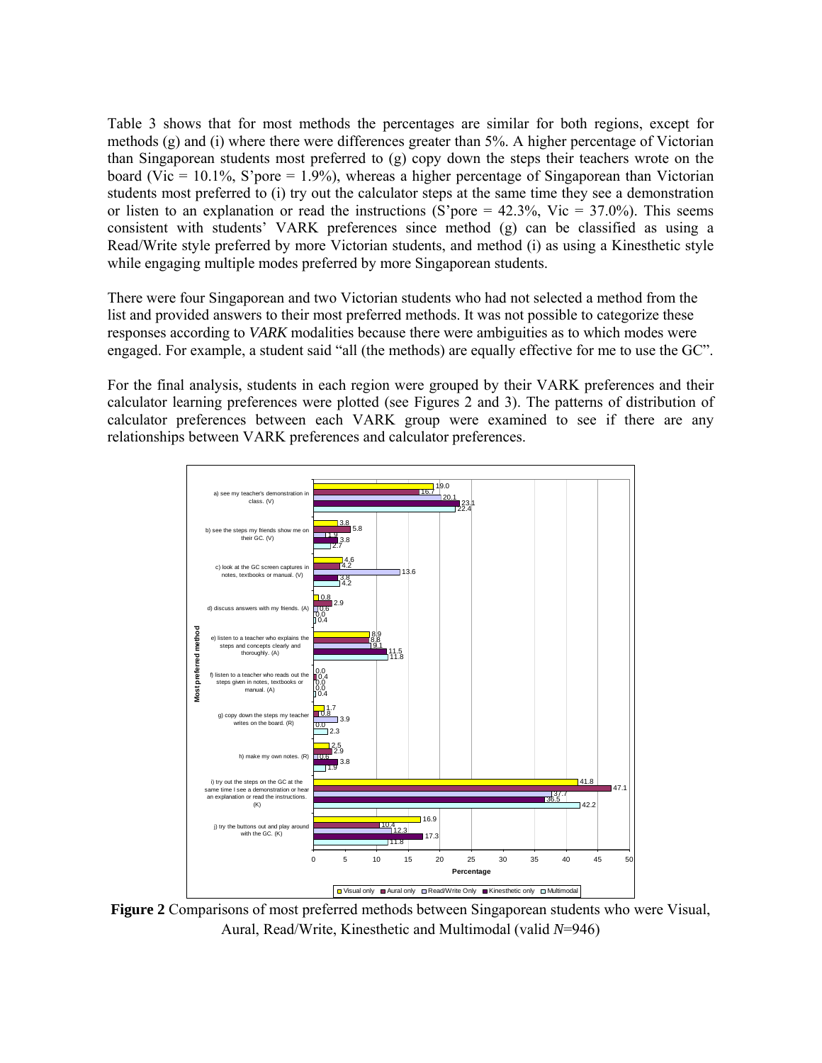Table 3 shows that for most methods the percentages are similar for both regions, except for methods (g) and (i) where there were differences greater than 5%. A higher percentage of Victorian than Singaporean students most preferred to (g) copy down the steps their teachers wrote on the board (Vic = 10.1%, S'pore = 1.9%), whereas a higher percentage of Singaporean than Victorian students most preferred to (i) try out the calculator steps at the same time they see a demonstration or listen to an explanation or read the instructions (S'pore = 42.3%, Vic = 37.0%). This seems consistent with students' VARK preferences since method (g) can be classified as using a Read/Write style preferred by more Victorian students, and method (i) as using a Kinesthetic style while engaging multiple modes preferred by more Singaporean students.

There were four Singaporean and two Victorian students who had not selected a method from the list and provided answers to their most preferred methods. It was not possible to categorize these responses according to *VARK* modalities because there were ambiguities as to which modes were engaged. For example, a student said "all (the methods) are equally effective for me to use the GC".

For the final analysis, students in each region were grouped by their VARK preferences and their calculator learning preferences were plotted (see Figures 2 and 3). The patterns of distribution of calculator preferences between each VARK group were examined to see if there are any relationships between VARK preferences and calculator preferences.

| Most preferred method | Visual only | Aural only | Read/Write Only | Kinesthetic only | Multimodal |
|---|---|---|---|---|---|
| a) see my teacher's demonstration in class. (V) | 19.0 | 16.7 | 20.1 | 23.1 | 22.4 |
| b) see the steps my friends show me on their GC. (V) | 3.8 | 5.8 | 1.9 | 3.8 | 2.7 |
| c) look at the GC screen captures in notes, textbooks or manual. (V) | 4.6 | 4.2 | 13.6 | 3.8 | 4.2 |
| d) discuss answers with my friends. (A) | 0.8 | 2.9 | 0.6 | 0.0 | 0.4 |
| e) listen to a teacher who explains the steps and concepts clearly and thoroughly. (A) | 8.9 | 8.8 | 9.1 | 11.5 | 11.8 |
| f) listen to a teacher who reads out the steps given in notes, textbooks or manual. (A) | 0.0 | 0.4 | 0.0 | 0.0 | 0.4 |
| g) copy down the steps my teacher writes on the board. (R) | 1.7 | 0.8 | 3.9 | 0.0 | 2.3 |
| h) make my own notes. (R) | 2.5 | 2.9 | 0.6 | 3.8 | 1.9 |
| i) try out the steps on the GC at the same time I see a demonstration or hear an explanation or read the instructions. (K) | 41.8 | 47.1 | 37.7 | 36.5 | 42.2 |
| j) try the buttons out and play around with the GC. (K) | 16.9 | 10.4 | 12.3 | 17.3 | 11.8 |

Percentage

**Figure 2** Comparisons of most preferred methods between Singaporean students who were Visual, Aural, Read/Write, Kinesthetic and Multimodal (valid *N*=946)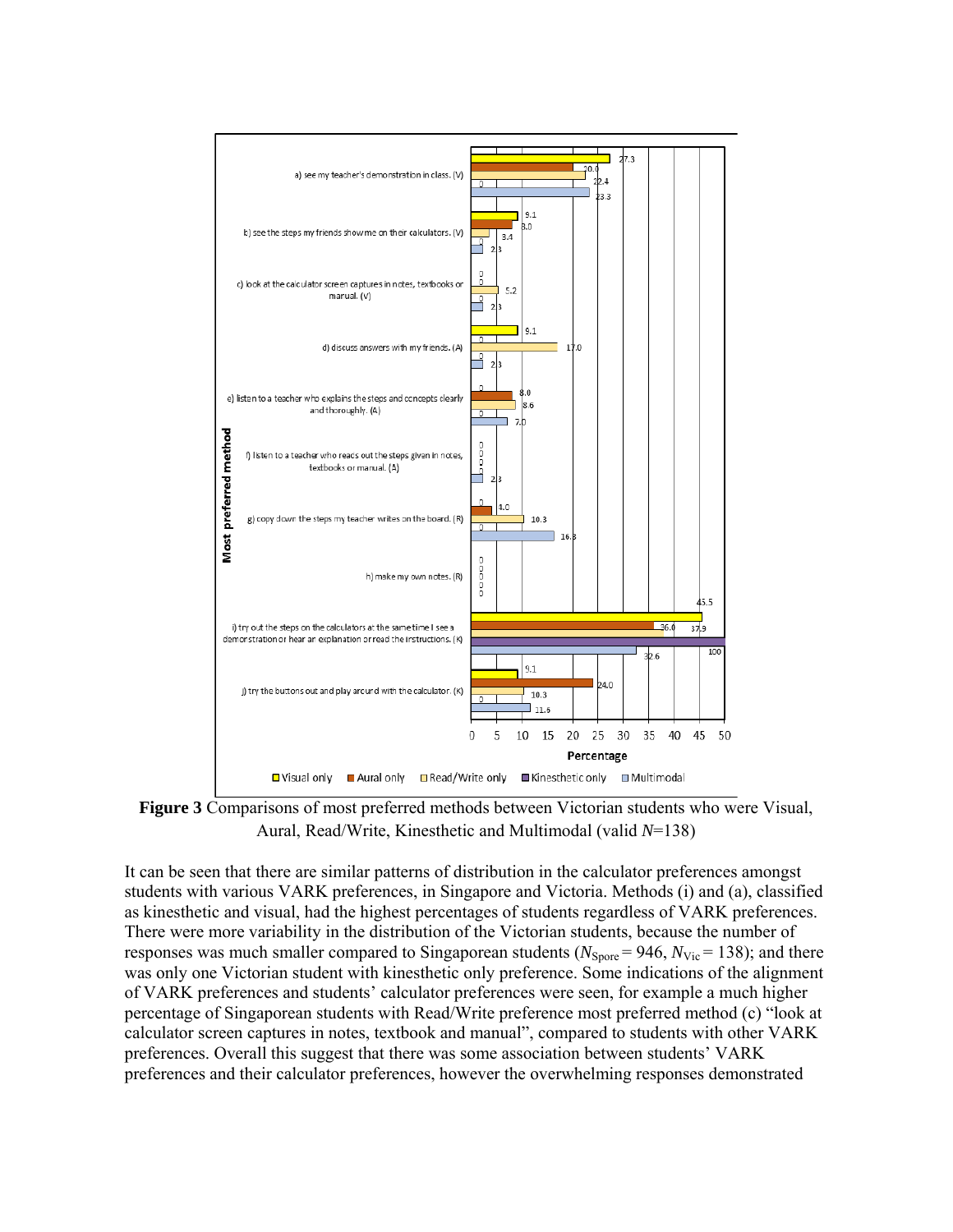**Figure 3** Comparisons of most preferred methods between Victorian students who were Visual, Aural, Read/Write, Kinesthetic and Multimodal (valid $N$=138)

It can be seen that there are similar patterns of distribution in the calculator preferences amongst students with various VARK preferences, in Singapore and Victoria. Methods (i) and (a), classified as kinesthetic and visual, had the highest percentages of students regardless of VARK preferences. There were more variability in the distribution of the Victorian students, because the number of responses was much smaller compared to Singaporean students ($N_{\text{Spore}} = 946$, $N_{\text{Vic}} = 138$); and there was only one Victorian student with kinesthetic only preference. Some indications of the alignment of VARK preferences and students' calculator preferences were seen, for example a much higher percentage of Singaporean students with Read/Write preference most preferred method (c) "look at calculator screen captures in notes, textbook and manual", compared to students with other VARK preferences. Overall this suggest that there was some association between students' VARK preferences and their calculator preferences, however the overwhelming responses demonstrated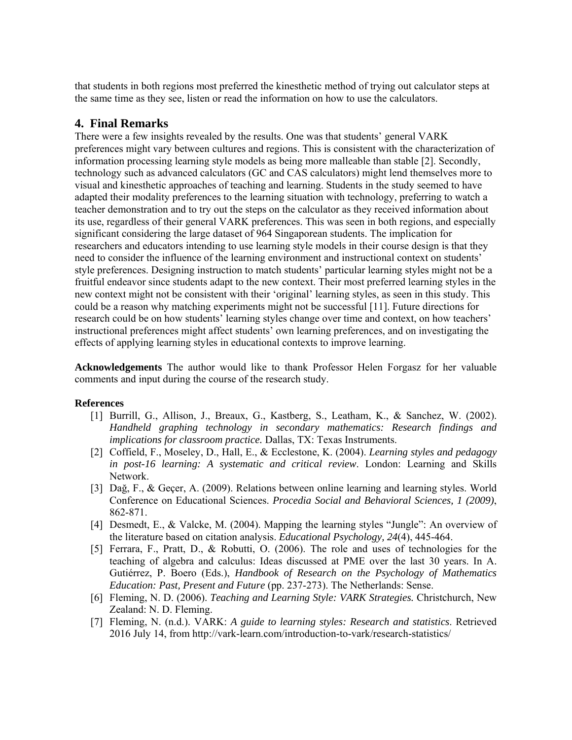that students in both regions most preferred the kinesthetic method of trying out calculator steps at the same time as they see, listen or read the information on how to use the calculators.

## 4. Final Remarks

There were a few insights revealed by the results. One was that students' general VARK preferences might vary between cultures and regions. This is consistent with the characterization of information processing learning style models as being more malleable than stable [2]. Secondly, technology such as advanced calculators (GC and CAS calculators) might lend themselves more to visual and kinesthetic approaches of teaching and learning. Students in the study seemed to have adapted their modality preferences to the learning situation with technology, preferring to watch a teacher demonstration and to try out the steps on the calculator as they received information about its use, regardless of their general VARK preferences. This was seen in both regions, and especially significant considering the large dataset of 964 Singaporean students. The implication for researchers and educators intending to use learning style models in their course design is that they need to consider the influence of the learning environment and instructional context on students' style preferences. Designing instruction to match students' particular learning styles might not be a fruitful endeavor since students adapt to the new context. Their most preferred learning styles in the new context might not be consistent with their 'original' learning styles, as seen in this study. This could be a reason why matching experiments might not be successful [11]. Future directions for research could be on how students' learning styles change over time and context, on how teachers' instructional preferences might affect students' own learning preferences, and on investigating the effects of applying learning styles in educational contexts to improve learning.

**Acknowledgements** The author would like to thank Professor Helen Forgasz for her valuable comments and input during the course of the research study.

**References**

[1] Burrill, G., Allison, J., Breaux, G., Kastberg, S., Leatham, K., & Sanchez, W. (2002). *Handheld graphing technology in secondary mathematics: Research findings and implications for classroom practice.* Dallas, TX: Texas Instruments.

[2] Coffield, F., Moseley, D., Hall, E., & Ecclestone, K. (2004). *Learning styles and pedagogy in post-16 learning: A systematic and critical review*. London: Learning and Skills Network.

[3] Dağ, F., & Geçer, A. (2009). Relations between online learning and learning styles. World Conference on Educational Sciences. *Procedia Social and Behavioral Sciences, 1 (2009)*, 862-871.

[4] Desmedt, E., & Valcke, M. (2004). Mapping the learning styles "Jungle": An overview of the literature based on citation analysis. *Educational Psychology, 24*(4), 445-464.

[5] Ferrara, F., Pratt, D., & Robutti, O. (2006). The role and uses of technologies for the teaching of algebra and calculus: Ideas discussed at PME over the last 30 years. In A. Gutiérrez, P. Boero (Eds.), *Handbook of Research on the Psychology of Mathematics Education: Past, Present and Future* (pp. 237-273). The Netherlands: Sense.

[6] Fleming, N. D. (2006). *Teaching and Learning Style: VARK Strategies.* Christchurch, New Zealand: N. D. Fleming.

[7] Fleming, N. (n.d.). VARK: *A guide to learning styles: Research and statistics*. Retrieved 2016 July 14, from http://vark-learn.com/introduction-to-vark/research-statistics/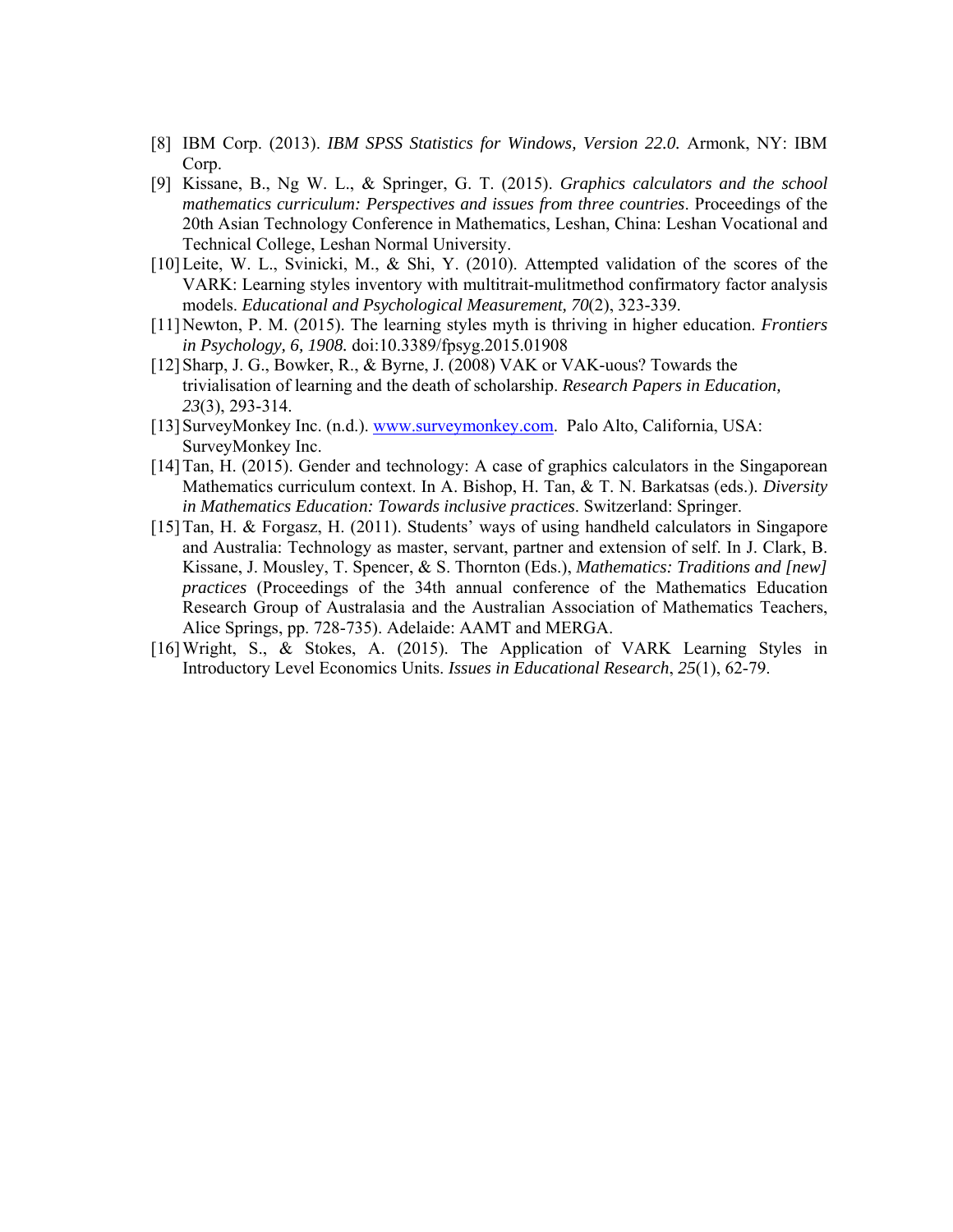[8] IBM Corp. (2013). *IBM SPSS Statistics for Windows, Version 22.0.* Armonk, NY: IBM Corp.

[9] Kissane, B., Ng W. L., & Springer, G. T. (2015). *Graphics calculators and the school mathematics curriculum: Perspectives and issues from three countries*. Proceedings of the 20th Asian Technology Conference in Mathematics, Leshan, China: Leshan Vocational and Technical College, Leshan Normal University.

[10] Leite, W. L., Svinicki, M., & Shi, Y. (2010). Attempted validation of the scores of the VARK: Learning styles inventory with multitrait-mulitmethod confirmatory factor analysis models. *Educational and Psychological Measurement, 70*(2), 323-339.

[11] Newton, P. M. (2015). The learning styles myth is thriving in higher education. *Frontiers in Psychology, 6, 1908.* doi:10.3389/fpsyg.2015.01908

[12] Sharp, J. G., Bowker, R., & Byrne, J. (2008) VAK or VAK-uous? Towards the trivialisation of learning and the death of scholarship. *Research Papers in Education, 23*(3), 293-314.

[13] SurveyMonkey Inc. (n.d.). [www.surveymonkey.com](http://www.surveymonkey.com). Palo Alto, California, USA: SurveyMonkey Inc.

[14] Tan, H. (2015). Gender and technology: A case of graphics calculators in the Singaporean Mathematics curriculum context. In A. Bishop, H. Tan, & T. N. Barkatsas (eds.). *Diversity in Mathematics Education: Towards inclusive practices*. Switzerland: Springer.

[15] Tan, H. & Forgasz, H. (2011). Students' ways of using handheld calculators in Singapore and Australia: Technology as master, servant, partner and extension of self. In J. Clark, B. Kissane, J. Mousley, T. Spencer, & S. Thornton (Eds.), *Mathematics: Traditions and [new] practices* (Proceedings of the 34th annual conference of the Mathematics Education Research Group of Australasia and the Australian Association of Mathematics Teachers, Alice Springs, pp. 728-735). Adelaide: AAMT and MERGA.

[16] Wright, S., & Stokes, A. (2015). The Application of VARK Learning Styles in Introductory Level Economics Units. *Issues in Educational Research*, *25*(1), 62-79.